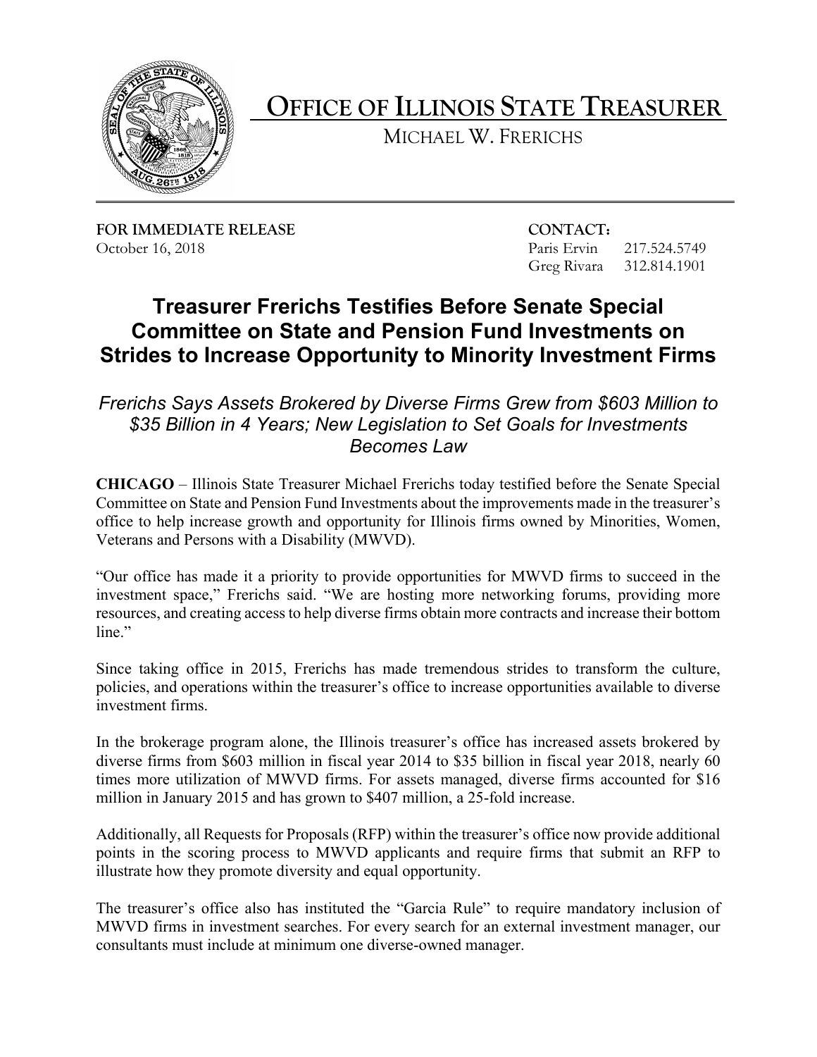# OFFICE OF ILLINOIS STATE TREASURER

MICHAEL W. FRERICHS

**FOR IMMEDIATE RELEASE**
October 16, 2018

**CONTACT:**
Paris Ervin 217.524.5749
Greg Rivara 312.814.1901

## Treasurer Frerichs Testifies Before Senate Special Committee on State and Pension Fund Investments on Strides to Increase Opportunity to Minority Investment Firms

*Frerichs Says Assets Brokered by Diverse Firms Grew from $603 Million to $35 Billion in 4 Years; New Legislation to Set Goals for Investments Becomes Law*

**CHICAGO** – Illinois State Treasurer Michael Frerichs today testified before the Senate Special Committee on State and Pension Fund Investments about the improvements made in the treasurer's office to help increase growth and opportunity for Illinois firms owned by Minorities, Women, Veterans and Persons with a Disability (MWVD).

"Our office has made it a priority to provide opportunities for MWVD firms to succeed in the investment space," Frerichs said. "We are hosting more networking forums, providing more resources, and creating access to help diverse firms obtain more contracts and increase their bottom line."

Since taking office in 2015, Frerichs has made tremendous strides to transform the culture, policies, and operations within the treasurer's office to increase opportunities available to diverse investment firms.

In the brokerage program alone, the Illinois treasurer's office has increased assets brokered by diverse firms from $603 million in fiscal year 2014 to $35 billion in fiscal year 2018, nearly 60 times more utilization of MWVD firms. For assets managed, diverse firms accounted for $16 million in January 2015 and has grown to $407 million, a 25-fold increase.

Additionally, all Requests for Proposals (RFP) within the treasurer's office now provide additional points in the scoring process to MWVD applicants and require firms that submit an RFP to illustrate how they promote diversity and equal opportunity.

The treasurer's office also has instituted the "Garcia Rule" to require mandatory inclusion of MWVD firms in investment searches. For every search for an external investment manager, our consultants must include at minimum one diverse-owned manager.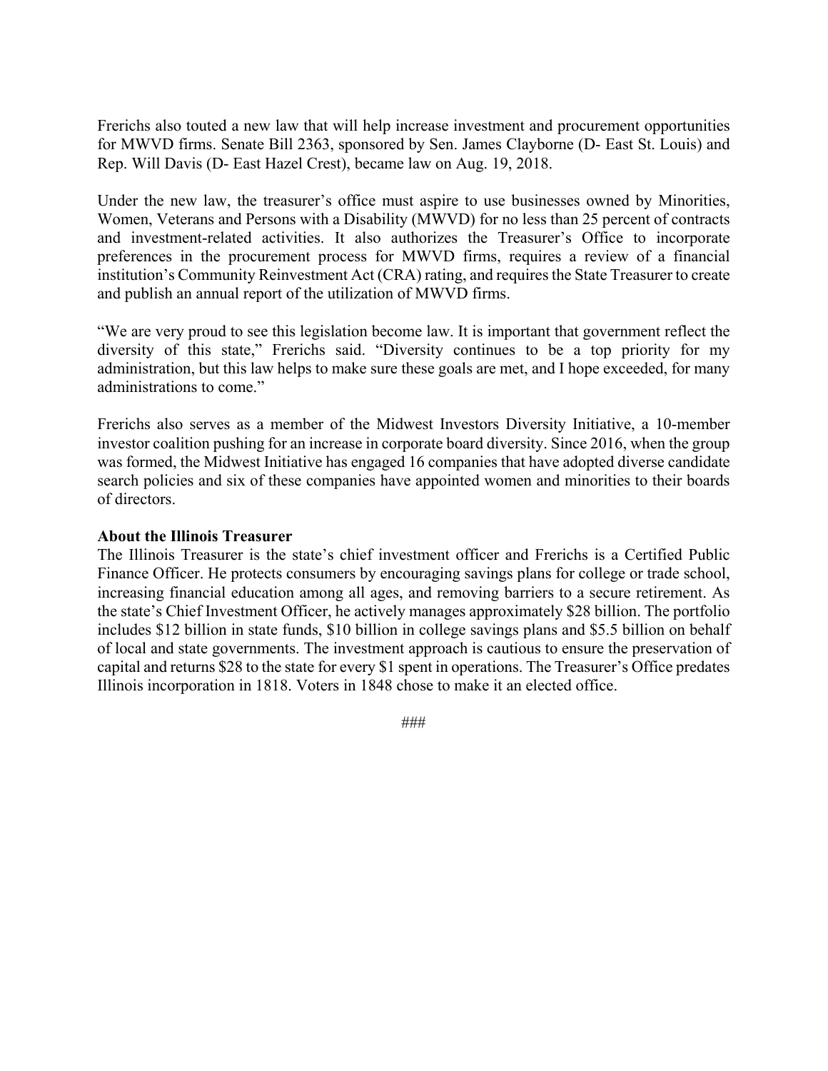Frerichs also touted a new law that will help increase investment and procurement opportunities for MWVD firms. Senate Bill 2363, sponsored by Sen. James Clayborne (D- East St. Louis) and Rep. Will Davis (D- East Hazel Crest), became law on Aug. 19, 2018.

Under the new law, the treasurer's office must aspire to use businesses owned by Minorities, Women, Veterans and Persons with a Disability (MWVD) for no less than 25 percent of contracts and investment-related activities. It also authorizes the Treasurer's Office to incorporate preferences in the procurement process for MWVD firms, requires a review of a financial institution's Community Reinvestment Act (CRA) rating, and requires the State Treasurer to create and publish an annual report of the utilization of MWVD firms.

"We are very proud to see this legislation become law. It is important that government reflect the diversity of this state," Frerichs said. "Diversity continues to be a top priority for my administration, but this law helps to make sure these goals are met, and I hope exceeded, for many administrations to come."

Frerichs also serves as a member of the Midwest Investors Diversity Initiative, a 10-member investor coalition pushing for an increase in corporate board diversity. Since 2016, when the group was formed, the Midwest Initiative has engaged 16 companies that have adopted diverse candidate search policies and six of these companies have appointed women and minorities to their boards of directors.

**About the Illinois Treasurer**

The Illinois Treasurer is the state's chief investment officer and Frerichs is a Certified Public Finance Officer. He protects consumers by encouraging savings plans for college or trade school, increasing financial education among all ages, and removing barriers to a secure retirement. As the state's Chief Investment Officer, he actively manages approximately $28 billion. The portfolio includes $12 billion in state funds, $10 billion in college savings plans and $5.5 billion on behalf of local and state governments. The investment approach is cautious to ensure the preservation of capital and returns $28 to the state for every $1 spent in operations. The Treasurer's Office predates Illinois incorporation in 1818. Voters in 1848 chose to make it an elected office.

###